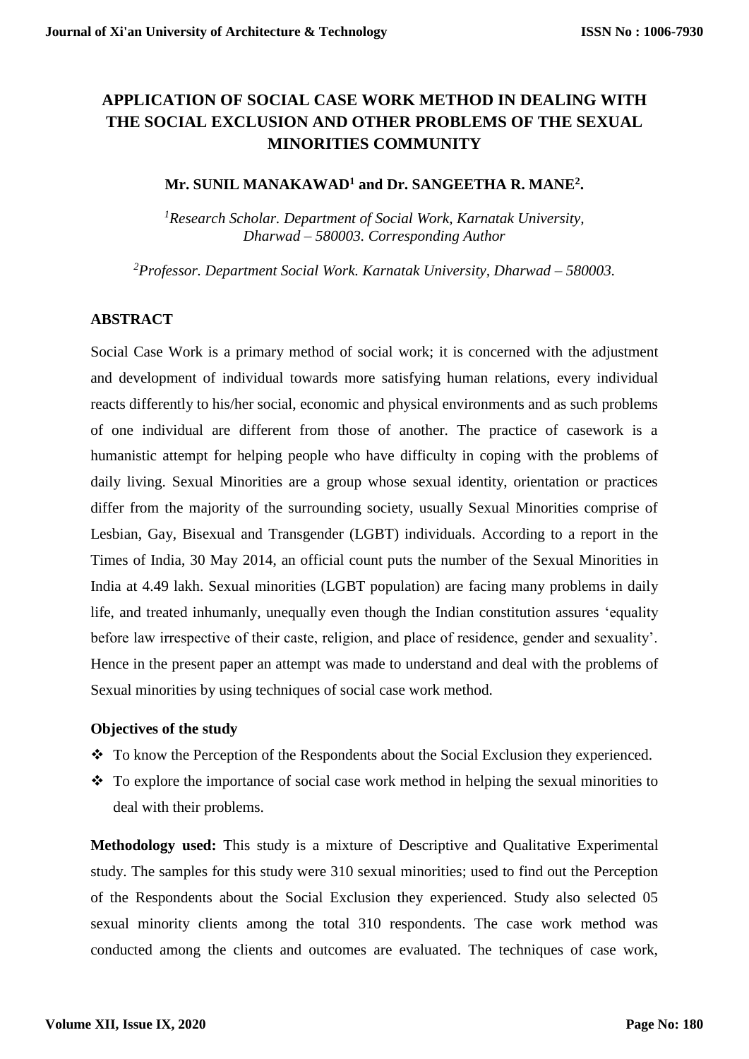# APPLICATION OF SOCIAL CASE WORK METHOD IN DEALING WITH THE SOCIAL EXCLUSION AND OTHER PROBLEMS OF THE SEXUAL MINORITIES COMMUNITY

**Mr. SUNIL MANAKAWAD[1] and Dr. SANGEETHA R. MANE[2].**

*[1]Research Scholar. Department of Social Work, Karnatak University, Dharwad – 580003. Corresponding Author*

*[2]Professor. Department Social Work. Karnatak University, Dharwad – 580003.*

## ABSTRACT

Social Case Work is a primary method of social work; it is concerned with the adjustment and development of individual towards more satisfying human relations, every individual reacts differently to his/her social, economic and physical environments and as such problems of one individual are different from those of another. The practice of casework is a humanistic attempt for helping people who have difficulty in coping with the problems of daily living. Sexual Minorities are a group whose sexual identity, orientation or practices differ from the majority of the surrounding society, usually Sexual Minorities comprise of Lesbian, Gay, Bisexual and Transgender (LGBT) individuals. According to a report in the Times of India, 30 May 2014, an official count puts the number of the Sexual Minorities in India at 4.49 lakh. Sexual minorities (LGBT population) are facing many problems in daily life, and treated inhumanly, unequally even though the Indian constitution assures 'equality before law irrespective of their caste, religion, and place of residence, gender and sexuality'. Hence in the present paper an attempt was made to understand and deal with the problems of Sexual minorities by using techniques of social case work method.

### Objectives of the study

- To know the Perception of the Respondents about the Social Exclusion they experienced.
- To explore the importance of social case work method in helping the sexual minorities to deal with their problems.

**Methodology used:** This study is a mixture of Descriptive and Qualitative Experimental study. The samples for this study were 310 sexual minorities; used to find out the Perception of the Respondents about the Social Exclusion they experienced. Study also selected 05 sexual minority clients among the total 310 respondents. The case work method was conducted among the clients and outcomes are evaluated. The techniques of case work,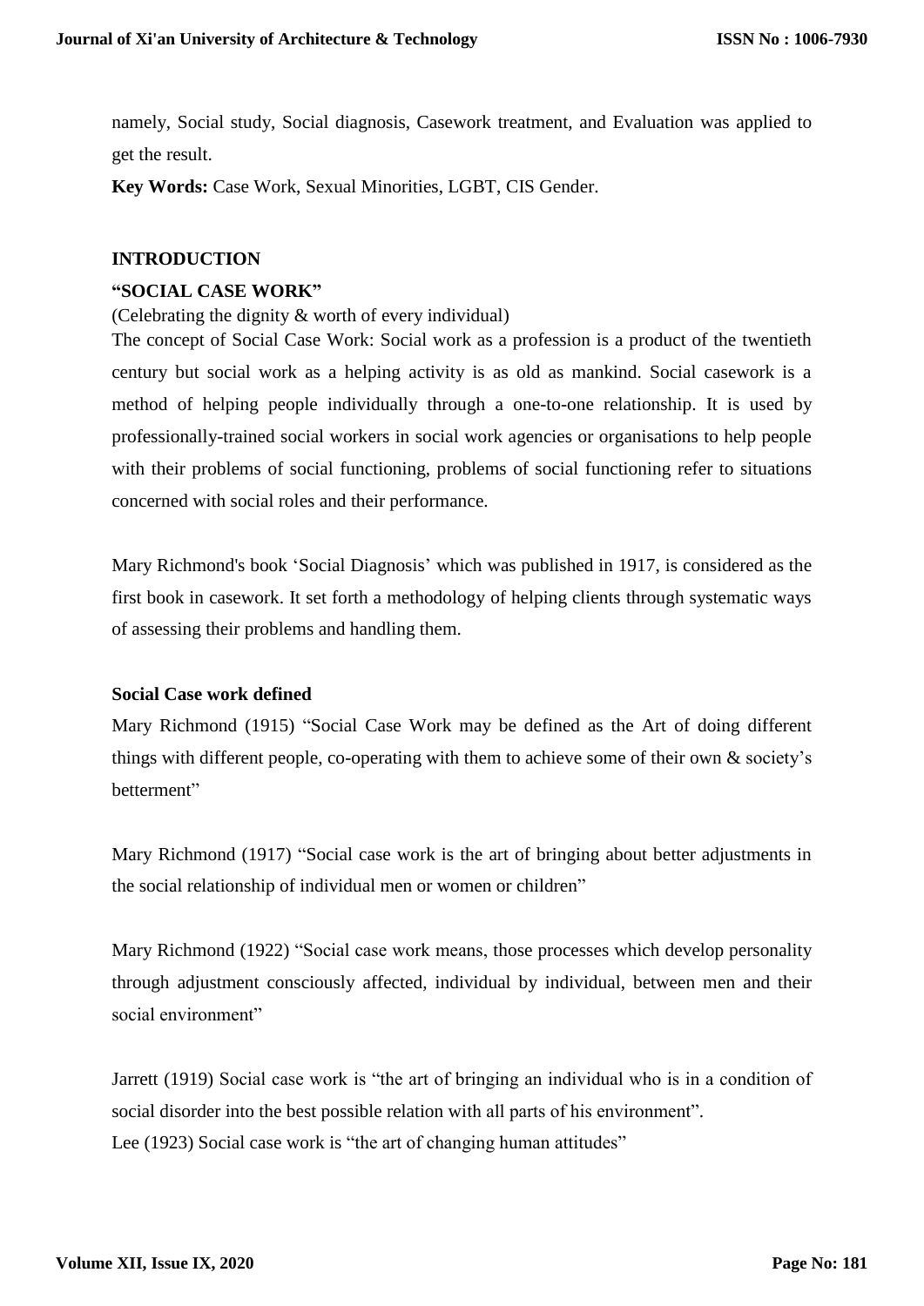namely, Social study, Social diagnosis, Casework treatment, and Evaluation was applied to get the result.

**Key Words:** Case Work, Sexual Minorities, LGBT, CIS Gender.

## INTRODUCTION

### "SOCIAL CASE WORK"

(Celebrating the dignity & worth of every individual)

The concept of Social Case Work: Social work as a profession is a product of the twentieth century but social work as a helping activity is as old as mankind. Social casework is a method of helping people individually through a one-to-one relationship. It is used by professionally-trained social workers in social work agencies or organisations to help people with their problems of social functioning, problems of social functioning refer to situations concerned with social roles and their performance.

Mary Richmond's book 'Social Diagnosis' which was published in 1917, is considered as the first book in casework. It set forth a methodology of helping clients through systematic ways of assessing their problems and handling them.

### Social Case work defined

Mary Richmond (1915) "Social Case Work may be defined as the Art of doing different things with different people, co-operating with them to achieve some of their own & society's betterment"

Mary Richmond (1917) "Social case work is the art of bringing about better adjustments in the social relationship of individual men or women or children"

Mary Richmond (1922) "Social case work means, those processes which develop personality through adjustment consciously affected, individual by individual, between men and their social environment"

Jarrett (1919) Social case work is "the art of bringing an individual who is in a condition of social disorder into the best possible relation with all parts of his environment".

Lee (1923) Social case work is "the art of changing human attitudes"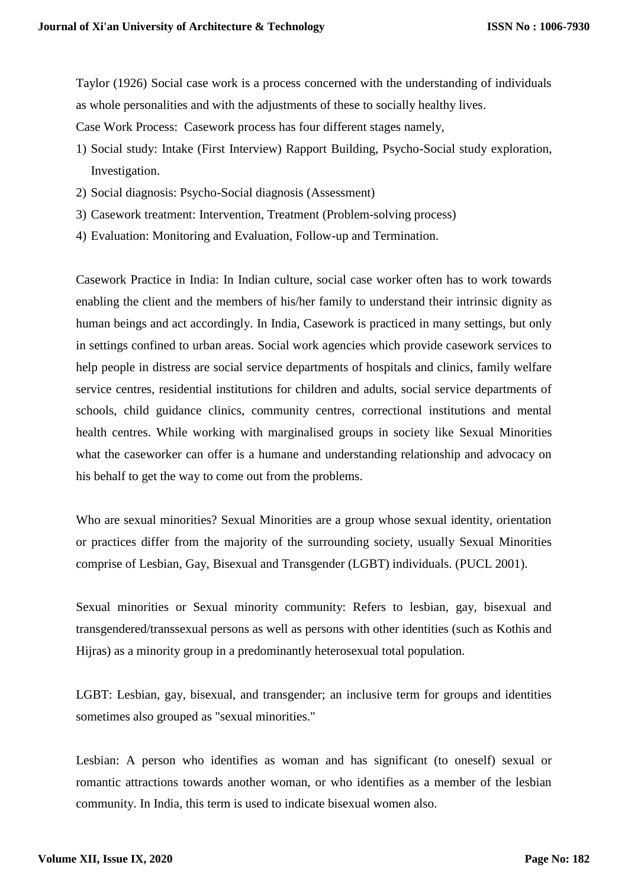Taylor (1926) Social case work is a process concerned with the understanding of individuals as whole personalities and with the adjustments of these to socially healthy lives.

Case Work Process: Casework process has four different stages namely,

1) Social study: Intake (First Interview) Rapport Building, Psycho-Social study exploration, Investigation.
2) Social diagnosis: Psycho-Social diagnosis (Assessment)
3) Casework treatment: Intervention, Treatment (Problem-solving process)
4) Evaluation: Monitoring and Evaluation, Follow-up and Termination.

Casework Practice in India: In Indian culture, social case worker often has to work towards enabling the client and the members of his/her family to understand their intrinsic dignity as human beings and act accordingly. In India, Casework is practiced in many settings, but only in settings confined to urban areas. Social work agencies which provide casework services to help people in distress are social service departments of hospitals and clinics, family welfare service centres, residential institutions for children and adults, social service departments of schools, child guidance clinics, community centres, correctional institutions and mental health centres. While working with marginalised groups in society like Sexual Minorities what the caseworker can offer is a humane and understanding relationship and advocacy on his behalf to get the way to come out from the problems.

Who are sexual minorities? Sexual Minorities are a group whose sexual identity, orientation or practices differ from the majority of the surrounding society, usually Sexual Minorities comprise of Lesbian, Gay, Bisexual and Transgender (LGBT) individuals. (PUCL 2001).

Sexual minorities or Sexual minority community: Refers to lesbian, gay, bisexual and transgendered/transsexual persons as well as persons with other identities (such as Kothis and Hijras) as a minority group in a predominantly heterosexual total population.

LGBT: Lesbian, gay, bisexual, and transgender; an inclusive term for groups and identities sometimes also grouped as "sexual minorities."

Lesbian: A person who identifies as woman and has significant (to oneself) sexual or romantic attractions towards another woman, or who identifies as a member of the lesbian community. In India, this term is used to indicate bisexual women also.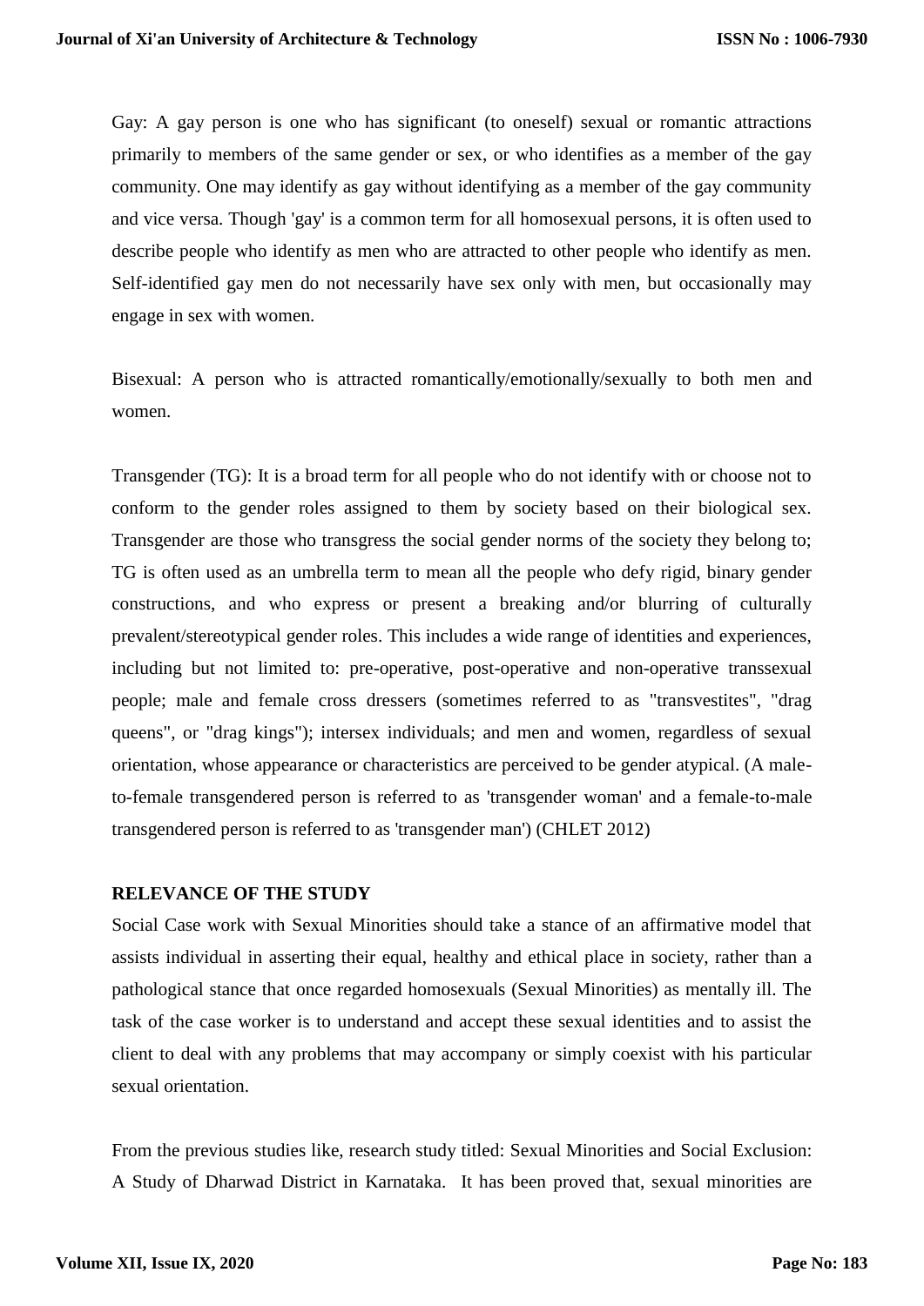Gay: A gay person is one who has significant (to oneself) sexual or romantic attractions primarily to members of the same gender or sex, or who identifies as a member of the gay community. One may identify as gay without identifying as a member of the gay community and vice versa. Though 'gay' is a common term for all homosexual persons, it is often used to describe people who identify as men who are attracted to other people who identify as men. Self-identified gay men do not necessarily have sex only with men, but occasionally may engage in sex with women.

Bisexual: A person who is attracted romantically/emotionally/sexually to both men and women.

Transgender (TG): It is a broad term for all people who do not identify with or choose not to conform to the gender roles assigned to them by society based on their biological sex. Transgender are those who transgress the social gender norms of the society they belong to; TG is often used as an umbrella term to mean all the people who defy rigid, binary gender constructions, and who express or present a breaking and/or blurring of culturally prevalent/stereotypical gender roles. This includes a wide range of identities and experiences, including but not limited to: pre-operative, post-operative and non-operative transsexual people; male and female cross dressers (sometimes referred to as "transvestites", "drag queens", or "drag kings"); intersex individuals; and men and women, regardless of sexual orientation, whose appearance or characteristics are perceived to be gender atypical. (A male-to-female transgendered person is referred to as 'transgender woman' and a female-to-male transgendered person is referred to as 'transgender man') (CHLET 2012)

## RELEVANCE OF THE STUDY

Social Case work with Sexual Minorities should take a stance of an affirmative model that assists individual in asserting their equal, healthy and ethical place in society, rather than a pathological stance that once regarded homosexuals (Sexual Minorities) as mentally ill. The task of the case worker is to understand and accept these sexual identities and to assist the client to deal with any problems that may accompany or simply coexist with his particular sexual orientation.

From the previous studies like, research study titled: Sexual Minorities and Social Exclusion: A Study of Dharwad District in Karnataka. It has been proved that, sexual minorities are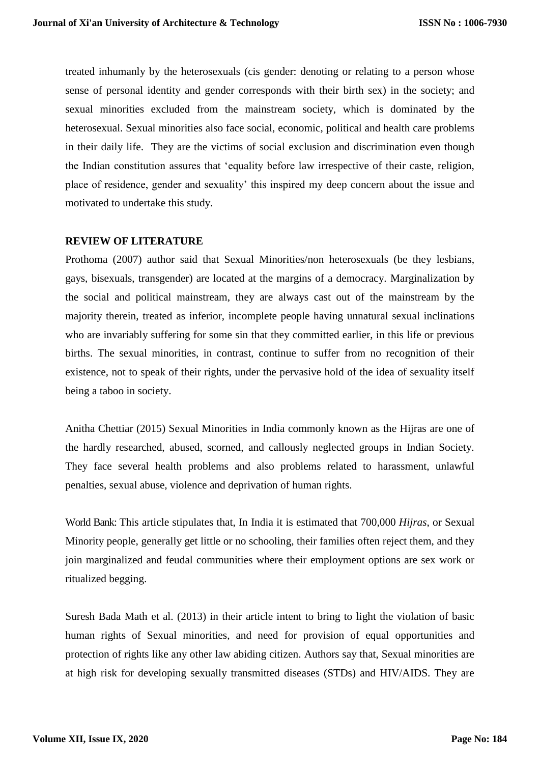treated inhumanly by the heterosexuals (cis gender: denoting or relating to a person whose sense of personal identity and gender corresponds with their birth sex) in the society; and sexual minorities excluded from the mainstream society, which is dominated by the heterosexual. Sexual minorities also face social, economic, political and health care problems in their daily life. They are the victims of social exclusion and discrimination even though the Indian constitution assures that 'equality before law irrespective of their caste, religion, place of residence, gender and sexuality' this inspired my deep concern about the issue and motivated to undertake this study.

## REVIEW OF LITERATURE

Prothoma (2007) author said that Sexual Minorities/non heterosexuals (be they lesbians, gays, bisexuals, transgender) are located at the margins of a democracy. Marginalization by the social and political mainstream, they are always cast out of the mainstream by the majority therein, treated as inferior, incomplete people having unnatural sexual inclinations who are invariably suffering for some sin that they committed earlier, in this life or previous births. The sexual minorities, in contrast, continue to suffer from no recognition of their existence, not to speak of their rights, under the pervasive hold of the idea of sexuality itself being a taboo in society.

Anitha Chettiar (2015) Sexual Minorities in India commonly known as the Hijras are one of the hardly researched, abused, scorned, and callously neglected groups in Indian Society. They face several health problems and also problems related to harassment, unlawful penalties, sexual abuse, violence and deprivation of human rights.

World Bank: This article stipulates that, In India it is estimated that 700,000 *Hijras*, or Sexual Minority people, generally get little or no schooling, their families often reject them, and they join marginalized and feudal communities where their employment options are sex work or ritualized begging.

Suresh Bada Math et al. (2013) in their article intent to bring to light the violation of basic human rights of Sexual minorities, and need for provision of equal opportunities and protection of rights like any other law abiding citizen. Authors say that, Sexual minorities are at high risk for developing sexually transmitted diseases (STDs) and HIV/AIDS. They are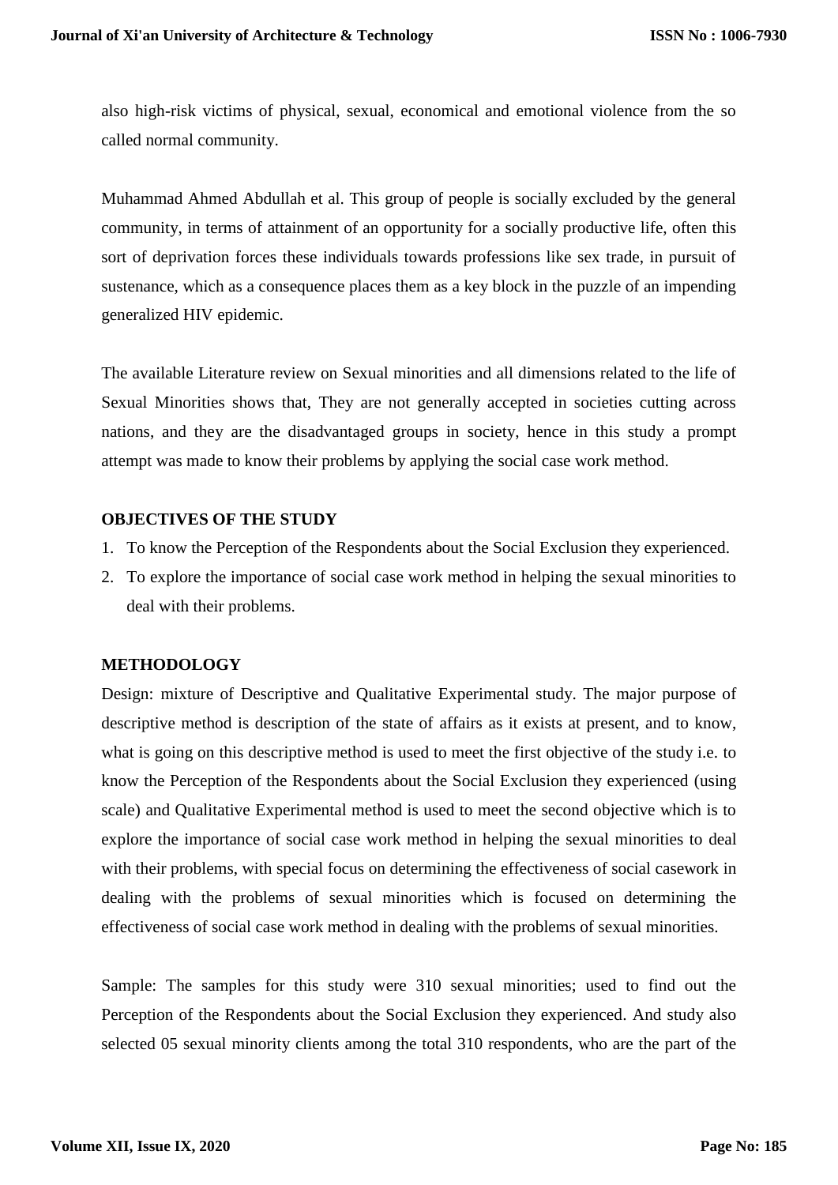also high-risk victims of physical, sexual, economical and emotional violence from the so called normal community.

Muhammad Ahmed Abdullah et al. This group of people is socially excluded by the general community, in terms of attainment of an opportunity for a socially productive life, often this sort of deprivation forces these individuals towards professions like sex trade, in pursuit of sustenance, which as a consequence places them as a key block in the puzzle of an impending generalized HIV epidemic.

The available Literature review on Sexual minorities and all dimensions related to the life of Sexual Minorities shows that, They are not generally accepted in societies cutting across nations, and they are the disadvantaged groups in society, hence in this study a prompt attempt was made to know their problems by applying the social case work method.

## OBJECTIVES OF THE STUDY

1. To know the Perception of the Respondents about the Social Exclusion they experienced.
2. To explore the importance of social case work method in helping the sexual minorities to deal with their problems.

## METHODOLOGY

Design: mixture of Descriptive and Qualitative Experimental study. The major purpose of descriptive method is description of the state of affairs as it exists at present, and to know, what is going on this descriptive method is used to meet the first objective of the study i.e. to know the Perception of the Respondents about the Social Exclusion they experienced (using scale) and Qualitative Experimental method is used to meet the second objective which is to explore the importance of social case work method in helping the sexual minorities to deal with their problems, with special focus on determining the effectiveness of social casework in dealing with the problems of sexual minorities which is focused on determining the effectiveness of social case work method in dealing with the problems of sexual minorities.

Sample: The samples for this study were 310 sexual minorities; used to find out the Perception of the Respondents about the Social Exclusion they experienced. And study also selected 05 sexual minority clients among the total 310 respondents, who are the part of the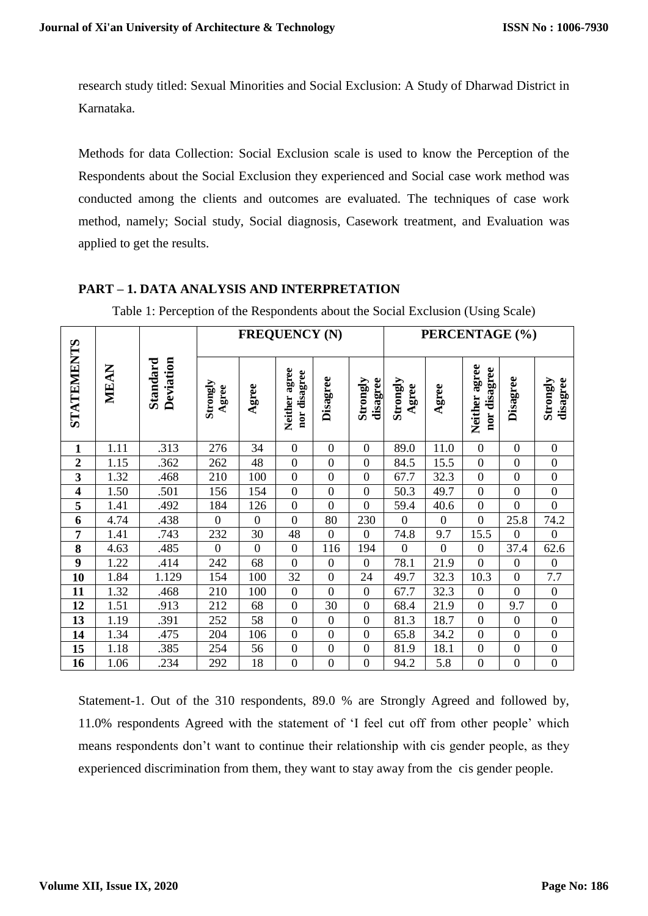research study titled: Sexual Minorities and Social Exclusion: A Study of Dharwad District in Karnataka.

Methods for data Collection: Social Exclusion scale is used to know the Perception of the Respondents about the Social Exclusion they experienced and Social case work method was conducted among the clients and outcomes are evaluated. The techniques of case work method, namely; Social study, Social diagnosis, Casework treatment, and Evaluation was applied to get the results.

## PART – 1. DATA ANALYSIS AND INTERPRETATION

Table 1: Perception of the Respondents about the Social Exclusion (Using Scale)

| STATEMENTS | MEAN | Standard Deviation | FREQUENCY (N) | | | | | PERCENTAGE (%) | | | | |
|---|---|---|---|---|---|---|---|---|---|---|---|---|
| | | | Strongly Agree | Agree | Neither agree nor disagree | Disagree | Strongly disagree | Strongly Agree | Agree | Neither agree nor disagree | Disagree | Strongly disagree |
| **1** | 1.11 | .313 | 276 | 34 | 0 | 0 | 0 | 89.0 | 11.0 | 0 | 0 | 0 |
| **2** | 1.15 | .362 | 262 | 48 | 0 | 0 | 0 | 84.5 | 15.5 | 0 | 0 | 0 |
| **3** | 1.32 | .468 | 210 | 100 | 0 | 0 | 0 | 67.7 | 32.3 | 0 | 0 | 0 |
| **4** | 1.50 | .501 | 156 | 154 | 0 | 0 | 0 | 50.3 | 49.7 | 0 | 0 | 0 |
| **5** | 1.41 | .492 | 184 | 126 | 0 | 0 | 0 | 59.4 | 40.6 | 0 | 0 | 0 |
| **6** | 4.74 | .438 | 0 | 0 | 0 | 80 | 230 | 0 | 0 | 0 | 25.8 | 74.2 |
| **7** | 1.41 | .743 | 232 | 30 | 48 | 0 | 0 | 74.8 | 9.7 | 15.5 | 0 | 0 |
| **8** | 4.63 | .485 | 0 | 0 | 0 | 116 | 194 | 0 | 0 | 0 | 37.4 | 62.6 |
| **9** | 1.22 | .414 | 242 | 68 | 0 | 0 | 0 | 78.1 | 21.9 | 0 | 0 | 0 |
| **10** | 1.84 | 1.129 | 154 | 100 | 32 | 0 | 24 | 49.7 | 32.3 | 10.3 | 0 | 7.7 |
| **11** | 1.32 | .468 | 210 | 100 | 0 | 0 | 0 | 67.7 | 32.3 | 0 | 0 | 0 |
| **12** | 1.51 | .913 | 212 | 68 | 0 | 30 | 0 | 68.4 | 21.9 | 0 | 9.7 | 0 |
| **13** | 1.19 | .391 | 252 | 58 | 0 | 0 | 0 | 81.3 | 18.7 | 0 | 0 | 0 |
| **14** | 1.34 | .475 | 204 | 106 | 0 | 0 | 0 | 65.8 | 34.2 | 0 | 0 | 0 |
| **15** | 1.18 | .385 | 254 | 56 | 0 | 0 | 0 | 81.9 | 18.1 | 0 | 0 | 0 |
| **16** | 1.06 | .234 | 292 | 18 | 0 | 0 | 0 | 94.2 | 5.8 | 0 | 0 | 0 |

Statement-1. Out of the 310 respondents, 89.0 % are Strongly Agreed and followed by, 11.0% respondents Agreed with the statement of 'I feel cut off from other people' which means respondents don't want to continue their relationship with cis gender people, as they experienced discrimination from them, they want to stay away from the cis gender people.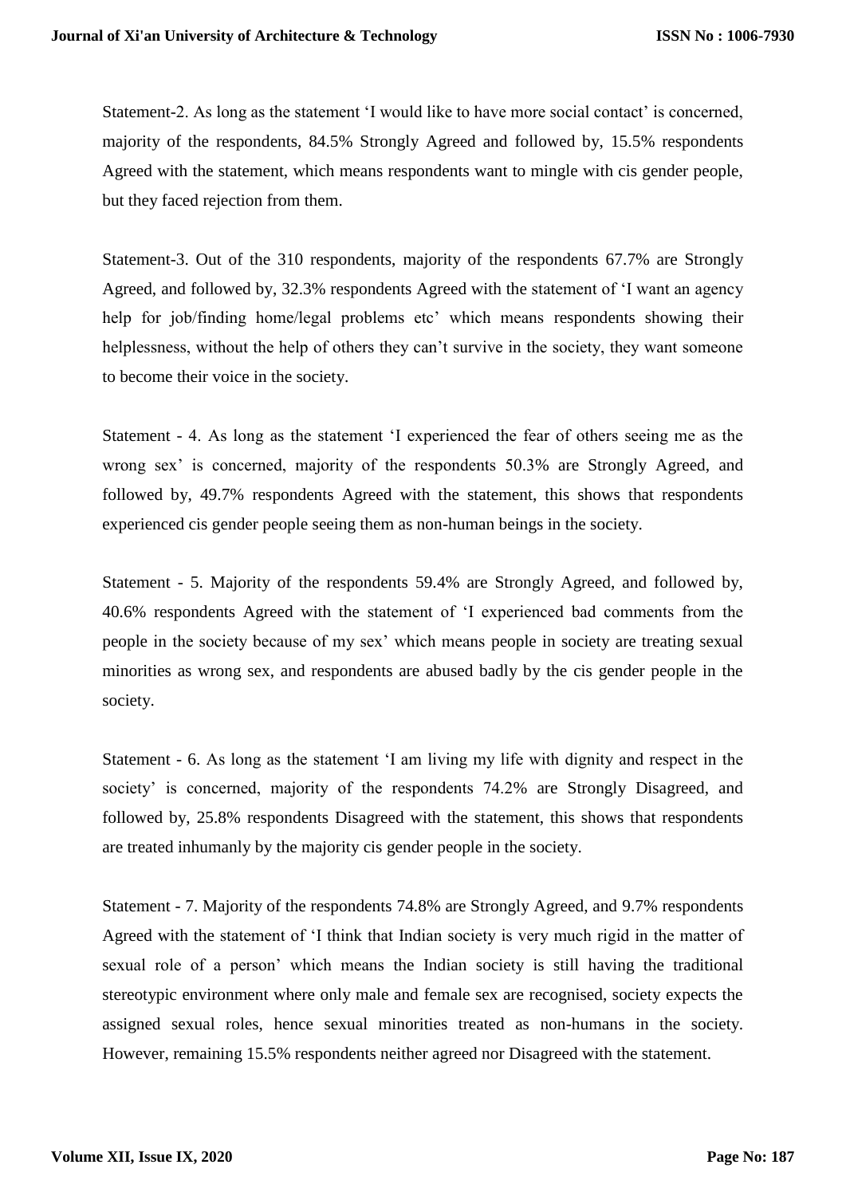Statement-2. As long as the statement 'I would like to have more social contact' is concerned, majority of the respondents, 84.5% Strongly Agreed and followed by, 15.5% respondents Agreed with the statement, which means respondents want to mingle with cis gender people, but they faced rejection from them.

Statement-3. Out of the 310 respondents, majority of the respondents 67.7% are Strongly Agreed, and followed by, 32.3% respondents Agreed with the statement of 'I want an agency help for job/finding home/legal problems etc' which means respondents showing their helplessness, without the help of others they can't survive in the society, they want someone to become their voice in the society.

Statement - 4. As long as the statement 'I experienced the fear of others seeing me as the wrong sex' is concerned, majority of the respondents 50.3% are Strongly Agreed, and followed by, 49.7% respondents Agreed with the statement, this shows that respondents experienced cis gender people seeing them as non-human beings in the society.

Statement - 5. Majority of the respondents 59.4% are Strongly Agreed, and followed by, 40.6% respondents Agreed with the statement of 'I experienced bad comments from the people in the society because of my sex' which means people in society are treating sexual minorities as wrong sex, and respondents are abused badly by the cis gender people in the society.

Statement - 6. As long as the statement 'I am living my life with dignity and respect in the society' is concerned, majority of the respondents 74.2% are Strongly Disagreed, and followed by, 25.8% respondents Disagreed with the statement, this shows that respondents are treated inhumanly by the majority cis gender people in the society.

Statement - 7. Majority of the respondents 74.8% are Strongly Agreed, and 9.7% respondents Agreed with the statement of 'I think that Indian society is very much rigid in the matter of sexual role of a person' which means the Indian society is still having the traditional stereotypic environment where only male and female sex are recognised, society expects the assigned sexual roles, hence sexual minorities treated as non-humans in the society. However, remaining 15.5% respondents neither agreed nor Disagreed with the statement.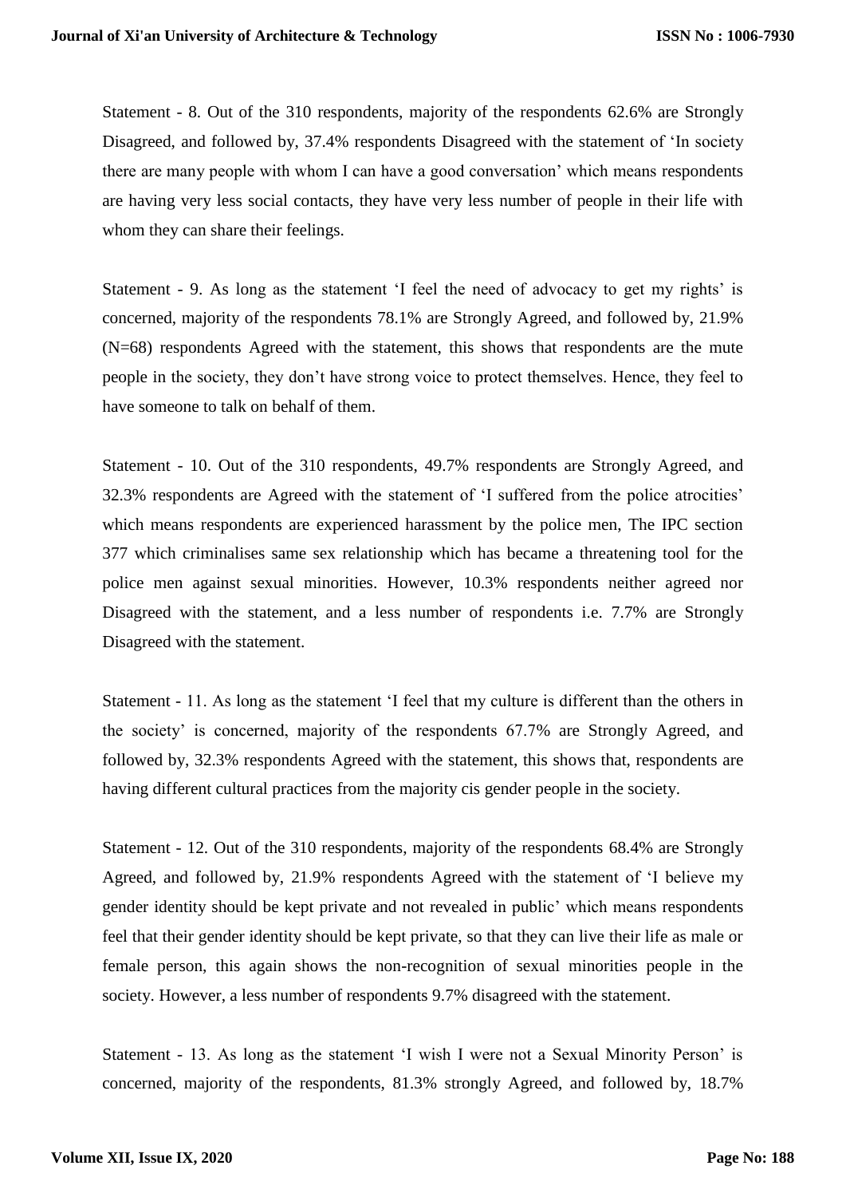Statement - 8. Out of the 310 respondents, majority of the respondents 62.6% are Strongly Disagreed, and followed by, 37.4% respondents Disagreed with the statement of 'In society there are many people with whom I can have a good conversation' which means respondents are having very less social contacts, they have very less number of people in their life with whom they can share their feelings.

Statement - 9. As long as the statement 'I feel the need of advocacy to get my rights' is concerned, majority of the respondents 78.1% are Strongly Agreed, and followed by, 21.9% (N=68) respondents Agreed with the statement, this shows that respondents are the mute people in the society, they don't have strong voice to protect themselves. Hence, they feel to have someone to talk on behalf of them.

Statement - 10. Out of the 310 respondents, 49.7% respondents are Strongly Agreed, and 32.3% respondents are Agreed with the statement of 'I suffered from the police atrocities' which means respondents are experienced harassment by the police men, The IPC section 377 which criminalises same sex relationship which has became a threatening tool for the police men against sexual minorities. However, 10.3% respondents neither agreed nor Disagreed with the statement, and a less number of respondents i.e. 7.7% are Strongly Disagreed with the statement.

Statement - 11. As long as the statement 'I feel that my culture is different than the others in the society' is concerned, majority of the respondents 67.7% are Strongly Agreed, and followed by, 32.3% respondents Agreed with the statement, this shows that, respondents are having different cultural practices from the majority cis gender people in the society.

Statement - 12. Out of the 310 respondents, majority of the respondents 68.4% are Strongly Agreed, and followed by, 21.9% respondents Agreed with the statement of 'I believe my gender identity should be kept private and not revealed in public' which means respondents feel that their gender identity should be kept private, so that they can live their life as male or female person, this again shows the non-recognition of sexual minorities people in the society. However, a less number of respondents 9.7% disagreed with the statement.

Statement - 13. As long as the statement 'I wish I were not a Sexual Minority Person' is concerned, majority of the respondents, 81.3% strongly Agreed, and followed by, 18.7%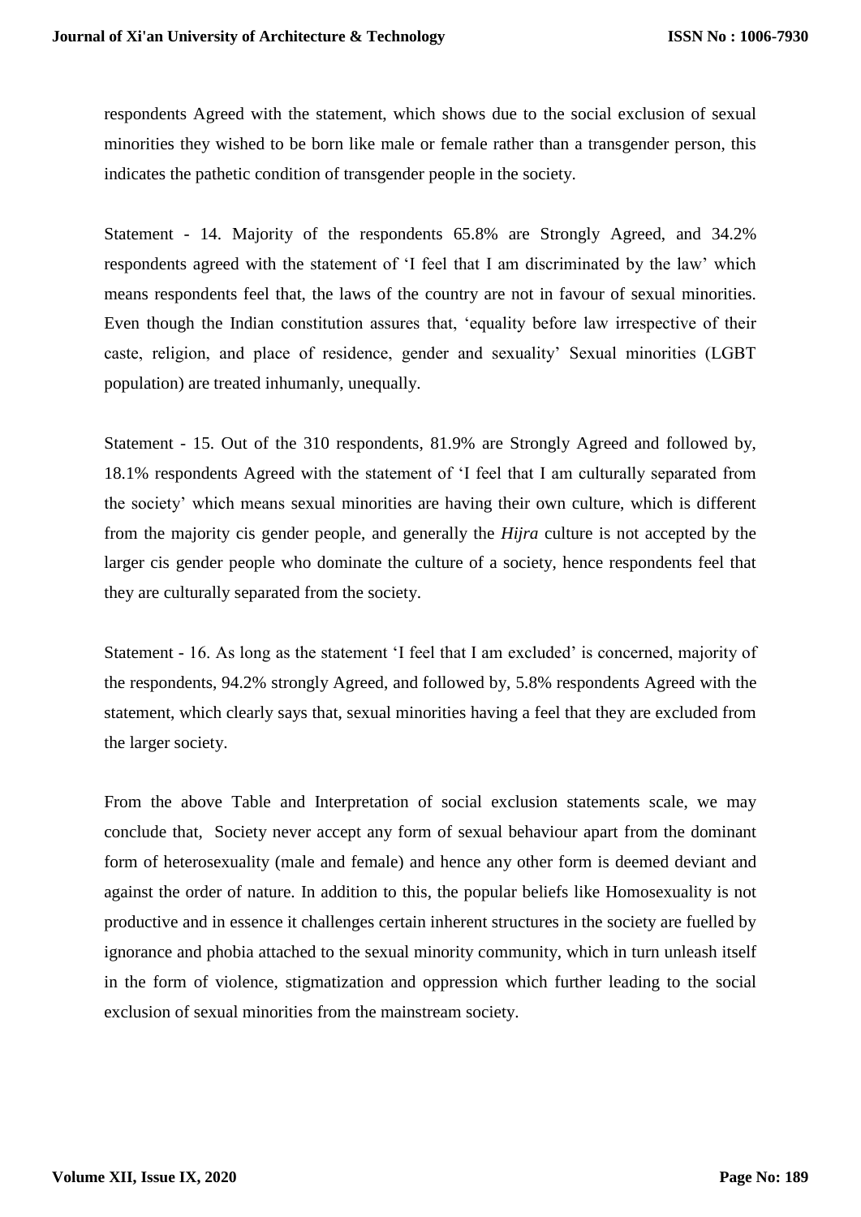respondents Agreed with the statement, which shows due to the social exclusion of sexual minorities they wished to be born like male or female rather than a transgender person, this indicates the pathetic condition of transgender people in the society.

Statement - 14. Majority of the respondents 65.8% are Strongly Agreed, and 34.2% respondents agreed with the statement of 'I feel that I am discriminated by the law' which means respondents feel that, the laws of the country are not in favour of sexual minorities. Even though the Indian constitution assures that, 'equality before law irrespective of their caste, religion, and place of residence, gender and sexuality' Sexual minorities (LGBT population) are treated inhumanly, unequally.

Statement - 15. Out of the 310 respondents, 81.9% are Strongly Agreed and followed by, 18.1% respondents Agreed with the statement of 'I feel that I am culturally separated from the society' which means sexual minorities are having their own culture, which is different from the majority cis gender people, and generally the *Hijra* culture is not accepted by the larger cis gender people who dominate the culture of a society, hence respondents feel that they are culturally separated from the society.

Statement - 16. As long as the statement 'I feel that I am excluded' is concerned, majority of the respondents, 94.2% strongly Agreed, and followed by, 5.8% respondents Agreed with the statement, which clearly says that, sexual minorities having a feel that they are excluded from the larger society.

From the above Table and Interpretation of social exclusion statements scale, we may conclude that, Society never accept any form of sexual behaviour apart from the dominant form of heterosexuality (male and female) and hence any other form is deemed deviant and against the order of nature. In addition to this, the popular beliefs like Homosexuality is not productive and in essence it challenges certain inherent structures in the society are fuelled by ignorance and phobia attached to the sexual minority community, which in turn unleash itself in the form of violence, stigmatization and oppression which further leading to the social exclusion of sexual minorities from the mainstream society.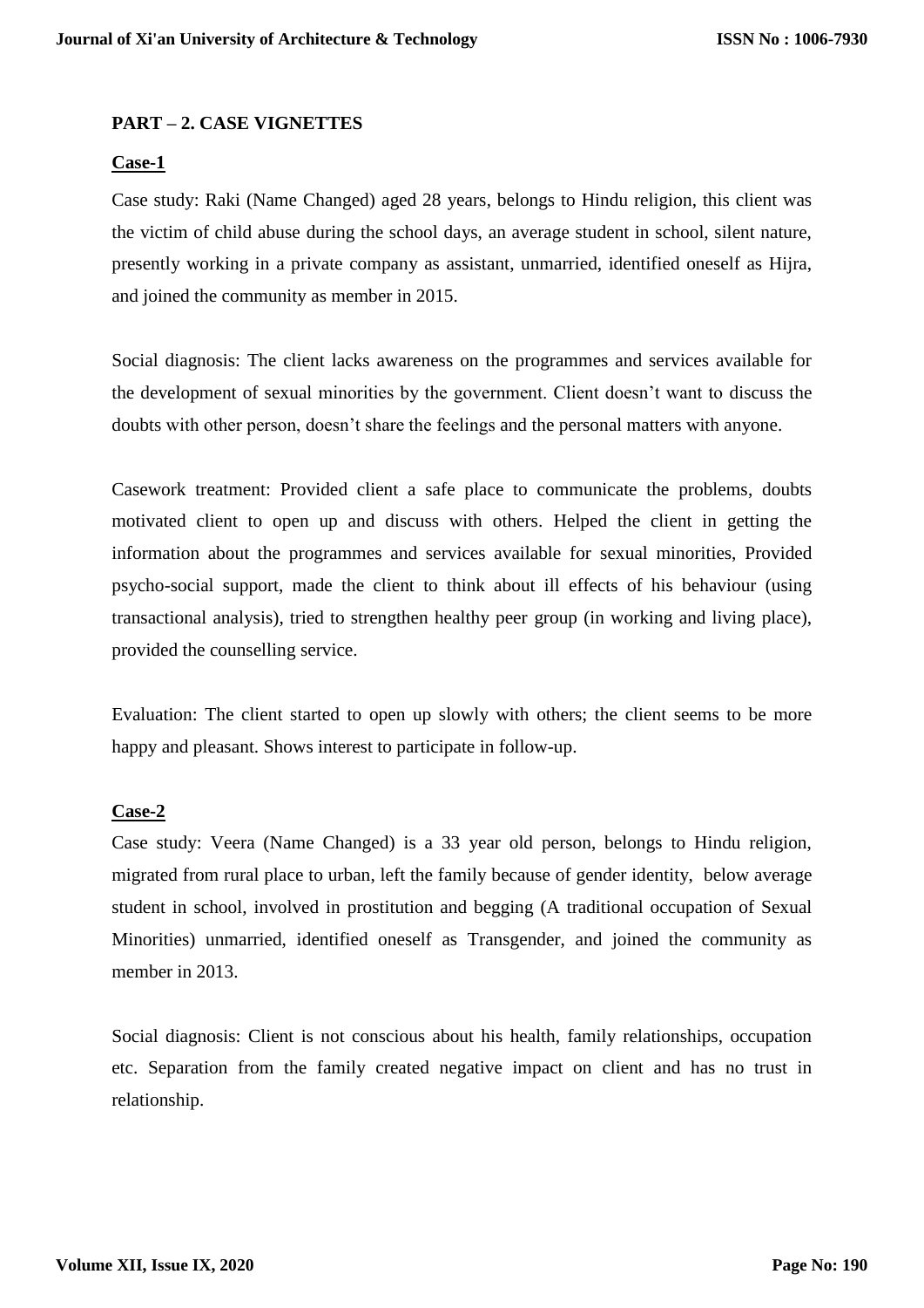## PART – 2. CASE VIGNETTES

### Case-1

Case study: Raki (Name Changed) aged 28 years, belongs to Hindu religion, this client was the victim of child abuse during the school days, an average student in school, silent nature, presently working in a private company as assistant, unmarried, identified oneself as Hijra, and joined the community as member in 2015.

Social diagnosis: The client lacks awareness on the programmes and services available for the development of sexual minorities by the government. Client doesn't want to discuss the doubts with other person, doesn't share the feelings and the personal matters with anyone.

Casework treatment: Provided client a safe place to communicate the problems, doubts motivated client to open up and discuss with others. Helped the client in getting the information about the programmes and services available for sexual minorities, Provided psycho-social support, made the client to think about ill effects of his behaviour (using transactional analysis), tried to strengthen healthy peer group (in working and living place), provided the counselling service.

Evaluation: The client started to open up slowly with others; the client seems to be more happy and pleasant. Shows interest to participate in follow-up.

### Case-2

Case study: Veera (Name Changed) is a 33 year old person, belongs to Hindu religion, migrated from rural place to urban, left the family because of gender identity, below average student in school, involved in prostitution and begging (A traditional occupation of Sexual Minorities) unmarried, identified oneself as Transgender, and joined the community as member in 2013.

Social diagnosis: Client is not conscious about his health, family relationships, occupation etc. Separation from the family created negative impact on client and has no trust in relationship.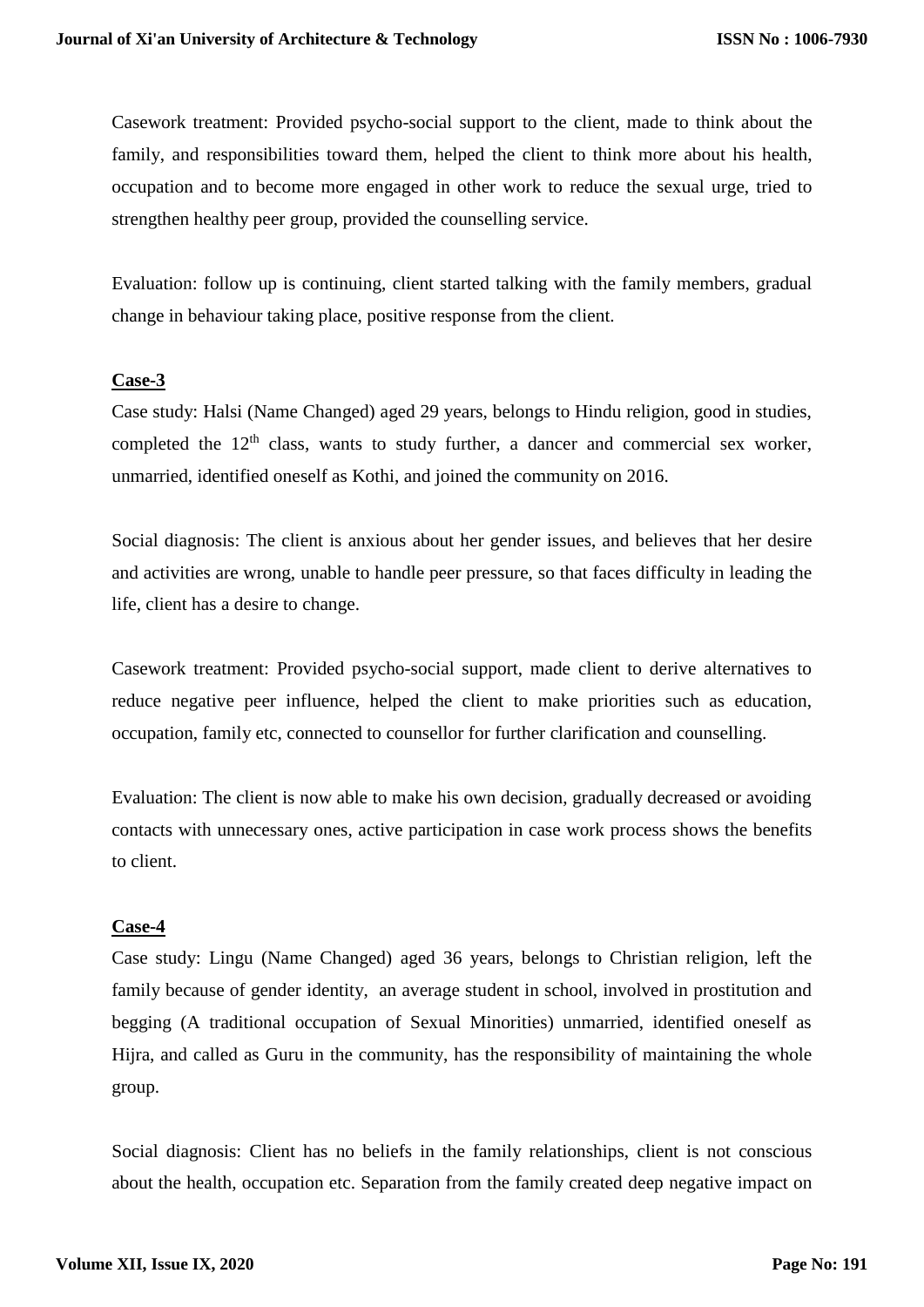Casework treatment: Provided psycho-social support to the client, made to think about the family, and responsibilities toward them, helped the client to think more about his health, occupation and to become more engaged in other work to reduce the sexual urge, tried to strengthen healthy peer group, provided the counselling service.

Evaluation: follow up is continuing, client started talking with the family members, gradual change in behaviour taking place, positive response from the client.

**<u>Case-3</u>**

Case study: Halsi (Name Changed) aged 29 years, belongs to Hindu religion, good in studies, completed the 12th class, wants to study further, a dancer and commercial sex worker, unmarried, identified oneself as Kothi, and joined the community on 2016.

Social diagnosis: The client is anxious about her gender issues, and believes that her desire and activities are wrong, unable to handle peer pressure, so that faces difficulty in leading the life, client has a desire to change.

Casework treatment: Provided psycho-social support, made client to derive alternatives to reduce negative peer influence, helped the client to make priorities such as education, occupation, family etc, connected to counsellor for further clarification and counselling.

Evaluation: The client is now able to make his own decision, gradually decreased or avoiding contacts with unnecessary ones, active participation in case work process shows the benefits to client.

**<u>Case-4</u>**

Case study: Lingu (Name Changed) aged 36 years, belongs to Christian religion, left the family because of gender identity, an average student in school, involved in prostitution and begging (A traditional occupation of Sexual Minorities) unmarried, identified oneself as Hijra, and called as Guru in the community, has the responsibility of maintaining the whole group.

Social diagnosis: Client has no beliefs in the family relationships, client is not conscious about the health, occupation etc. Separation from the family created deep negative impact on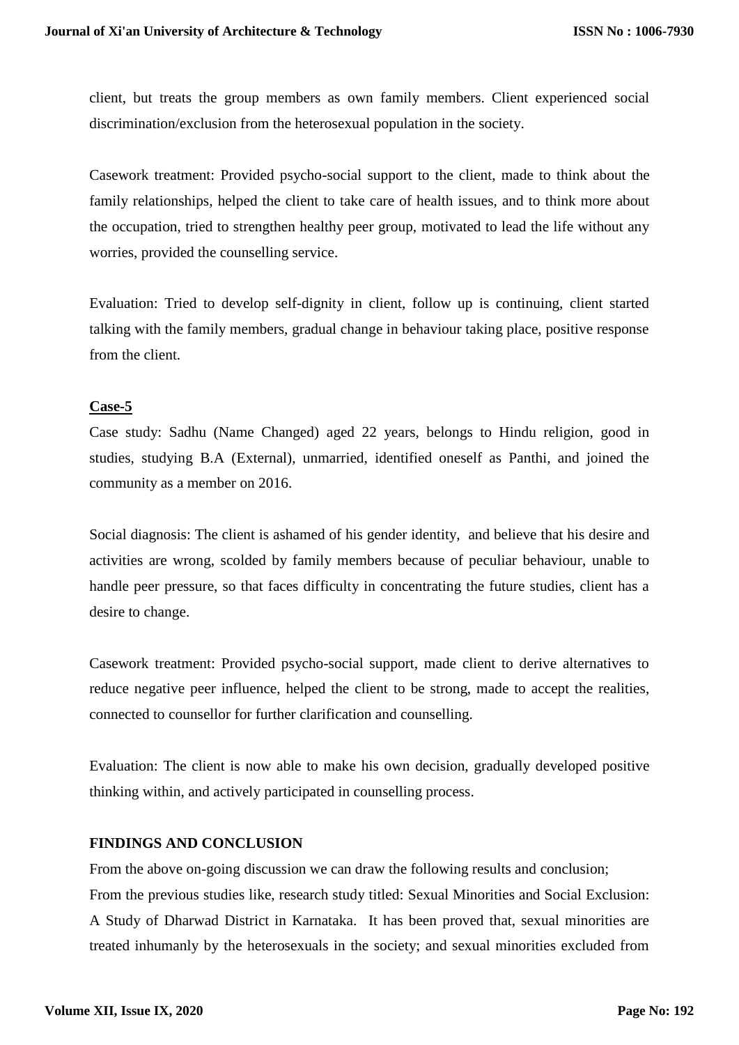client, but treats the group members as own family members. Client experienced social discrimination/exclusion from the heterosexual population in the society.

Casework treatment: Provided psycho-social support to the client, made to think about the family relationships, helped the client to take care of health issues, and to think more about the occupation, tried to strengthen healthy peer group, motivated to lead the life without any worries, provided the counselling service.

Evaluation: Tried to develop self-dignity in client, follow up is continuing, client started talking with the family members, gradual change in behaviour taking place, positive response from the client.

**Case-5**

Case study: Sadhu (Name Changed) aged 22 years, belongs to Hindu religion, good in studies, studying B.A (External), unmarried, identified oneself as Panthi, and joined the community as a member on 2016.

Social diagnosis: The client is ashamed of his gender identity, and believe that his desire and activities are wrong, scolded by family members because of peculiar behaviour, unable to handle peer pressure, so that faces difficulty in concentrating the future studies, client has a desire to change.

Casework treatment: Provided psycho-social support, made client to derive alternatives to reduce negative peer influence, helped the client to be strong, made to accept the realities, connected to counsellor for further clarification and counselling.

Evaluation: The client is now able to make his own decision, gradually developed positive thinking within, and actively participated in counselling process.

**FINDINGS AND CONCLUSION**

From the above on-going discussion we can draw the following results and conclusion;

From the previous studies like, research study titled: Sexual Minorities and Social Exclusion: A Study of Dharwad District in Karnataka. It has been proved that, sexual minorities are treated inhumanly by the heterosexuals in the society; and sexual minorities excluded from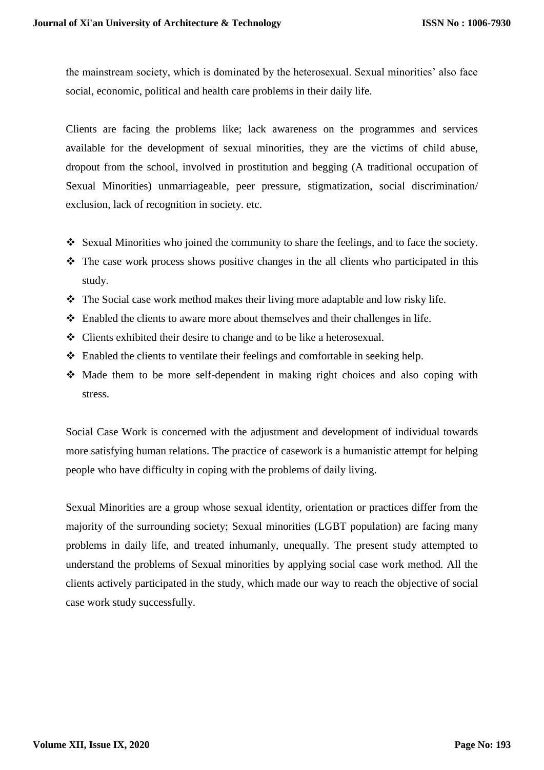the mainstream society, which is dominated by the heterosexual. Sexual minorities' also face social, economic, political and health care problems in their daily life.

Clients are facing the problems like; lack awareness on the programmes and services available for the development of sexual minorities, they are the victims of child abuse, dropout from the school, involved in prostitution and begging (A traditional occupation of Sexual Minorities) unmarriageable, peer pressure, stigmatization, social discrimination/ exclusion, lack of recognition in society. etc.

- Sexual Minorities who joined the community to share the feelings, and to face the society.
- The case work process shows positive changes in the all clients who participated in this study.
- The Social case work method makes their living more adaptable and low risky life.
- Enabled the clients to aware more about themselves and their challenges in life.
- Clients exhibited their desire to change and to be like a heterosexual.
- Enabled the clients to ventilate their feelings and comfortable in seeking help.
- Made them to be more self-dependent in making right choices and also coping with stress.

Social Case Work is concerned with the adjustment and development of individual towards more satisfying human relations. The practice of casework is a humanistic attempt for helping people who have difficulty in coping with the problems of daily living.

Sexual Minorities are a group whose sexual identity, orientation or practices differ from the majority of the surrounding society; Sexual minorities (LGBT population) are facing many problems in daily life, and treated inhumanly, unequally. The present study attempted to understand the problems of Sexual minorities by applying social case work method. All the clients actively participated in the study, which made our way to reach the objective of social case work study successfully.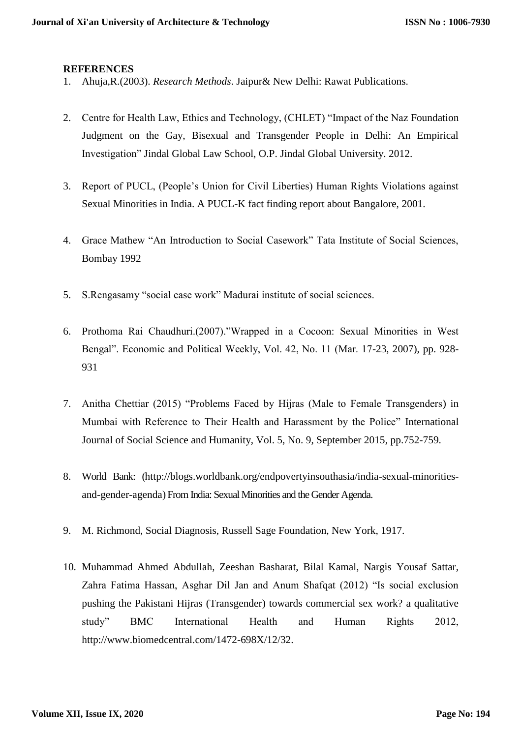**REFERENCES**

1. Ahuja,R.(2003). *Research Methods*. Jaipur& New Delhi: Rawat Publications.

2. Centre for Health Law, Ethics and Technology, (CHLET) "Impact of the Naz Foundation Judgment on the Gay, Bisexual and Transgender People in Delhi: An Empirical Investigation" Jindal Global Law School, O.P. Jindal Global University. 2012.

3. Report of PUCL, (People's Union for Civil Liberties) Human Rights Violations against Sexual Minorities in India. A PUCL-K fact finding report about Bangalore, 2001.

4. Grace Mathew "An Introduction to Social Casework" Tata Institute of Social Sciences, Bombay 1992

5. S.Rengasamy "social case work" Madurai institute of social sciences.

6. Prothoma Rai Chaudhuri.(2007)."Wrapped in a Cocoon: Sexual Minorities in West Bengal". Economic and Political Weekly, Vol. 42, No. 11 (Mar. 17-23, 2007), pp. 928-931

7. Anitha Chettiar (2015) "Problems Faced by Hijras (Male to Female Transgenders) in Mumbai with Reference to Their Health and Harassment by the Police" International Journal of Social Science and Humanity, Vol. 5, No. 9, September 2015, pp.752-759.

8. World Bank: (http://blogs.worldbank.org/endpovertyinsouthasia/india-sexual-minorities-and-gender-agenda) From India: Sexual Minorities and the Gender Agenda.

9. M. Richmond, Social Diagnosis, Russell Sage Foundation, New York, 1917.

10. Muhammad Ahmed Abdullah, Zeeshan Basharat, Bilal Kamal, Nargis Yousaf Sattar, Zahra Fatima Hassan, Asghar Dil Jan and Anum Shafqat (2012) "Is social exclusion pushing the Pakistani Hijras (Transgender) towards commercial sex work? a qualitative study" BMC International Health and Human Rights 2012, http://www.biomedcentral.com/1472-698X/12/32.